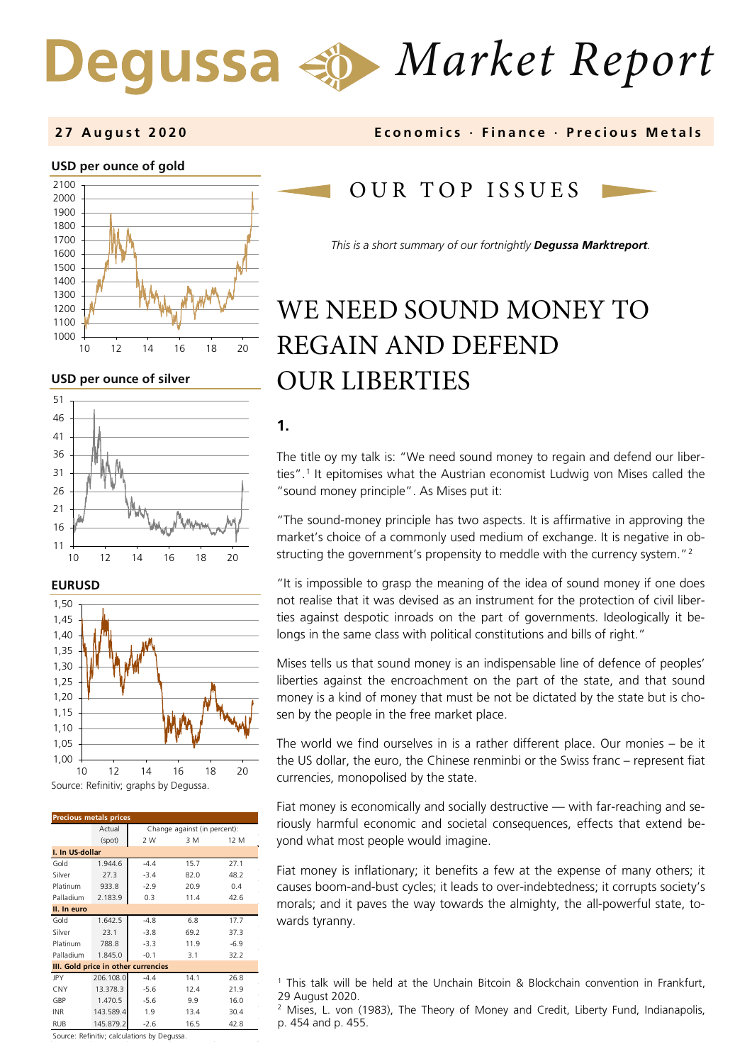# Degussa Market Report

**27 August 2020**

**Economics · Finance · Precious Metals**

**USD per ounce of gold**

**USD per ounce of silver**

**EURUSD**

Source: Refinitiv; graphs by Degussa.

| Precious metals prices | Actual (spot) | Change against (in percent): 2 W | 3 M | 12 M |
|---|---|---|---|---|
| **I. In US-dollar** | | | | |
| Gold | 1.944.6 | -4.4 | 15.7 | 27.1 |
| Silver | 27.3 | -3.4 | 82.0 | 48.2 |
| Platinum | 933.8 | -2.9 | 20.9 | 0.4 |
| Palladium | 2.183.9 | 0.3 | 11.4 | 42.6 |
| **II. In euro** | | | | |
| Gold | 1.642.5 | -4.8 | 6.8 | 17.7 |
| Silver | 23.1 | -3.8 | 69.2 | 37.3 |
| Platinum | 788.8 | -3.3 | 11.9 | -6.9 |
| Palladium | 1.845.0 | -0.1 | 3.1 | 32.2 |
| **III. Gold price in other currencies** | | | | |
| JPY | 206.108.0 | -4.4 | 14.1 | 26.8 |
| CNY | 13.378.3 | -5.6 | 12.4 | 21.9 |
| GBP | 1.470.5 | -5.6 | 9.9 | 16.0 |
| INR | 143.589.4 | 1.9 | 13.4 | 30.4 |
| RUB | 145.879.2 | -2.6 | 16.5 | 42.8 |

Source: Refinitiv; calculations by Degussa.

## OUR TOP ISSUES

*This is a short summary of our fortnightly **Degussa Marktreport**.*

# WE NEED SOUND MONEY TO REGAIN AND DEFEND OUR LIBERTIES

### 1.

The title oy my talk is: "We need sound money to regain and defend our liberties".[1] It epitomises what the Austrian economist Ludwig von Mises called the "sound money principle". As Mises put it:

"The sound-money principle has two aspects. It is affirmative in approving the market's choice of a commonly used medium of exchange. It is negative in obstructing the government's propensity to meddle with the currency system."[2]

"It is impossible to grasp the meaning of the idea of sound money if one does not realise that it was devised as an instrument for the protection of civil liberties against despotic inroads on the part of governments. Ideologically it belongs in the same class with political constitutions and bills of right."

Mises tells us that sound money is an indispensable line of defence of peoples' liberties against the encroachment on the part of the state, and that sound money is a kind of money that must be not be dictated by the state but is chosen by the people in the free market place.

The world we find ourselves in is a rather different place. Our monies – be it the US dollar, the euro, the Chinese renminbi or the Swiss franc – represent fiat currencies, monopolised by the state.

Fiat money is economically and socially destructive — with far-reaching and seriously harmful economic and societal consequences, effects that extend beyond what most people would imagine.

Fiat money is inflationary; it benefits a few at the expense of many others; it causes boom-and-bust cycles; it leads to over-indebtedness; it corrupts society's morals; and it paves the way towards the almighty, the all-powerful state, towards tyranny.

[1] This talk will be held at the Unchain Bitcoin & Blockchain convention in Frankfurt, 29 August 2020.
[2] Mises, L. von (1983), The Theory of Money and Credit, Liberty Fund, Indianapolis, p. 454 and p. 455.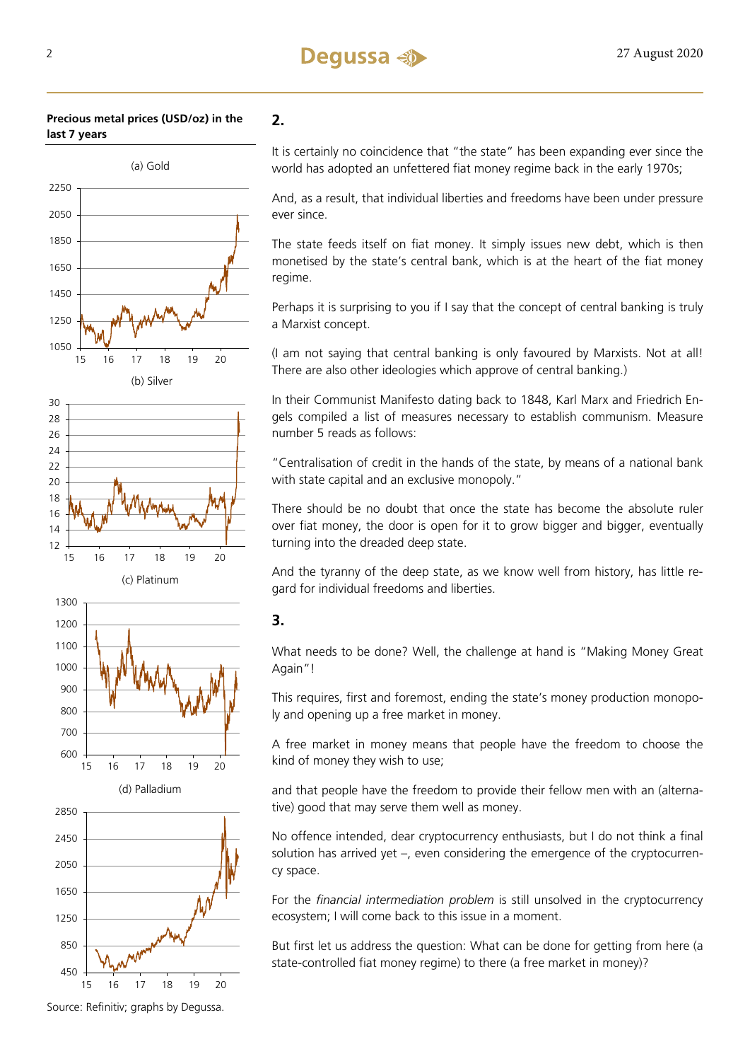**Precious metal prices (USD/oz) in the last 7 years**

(a) Gold

(b) Silver

(c) Platinum

(d) Palladium

Source: Refinitiv; graphs by Degussa.

## 2.

It is certainly no coincidence that "the state" has been expanding ever since the world has adopted an unfettered fiat money regime back in the early 1970s;

And, as a result, that individual liberties and freedoms have been under pressure ever since.

The state feeds itself on fiat money. It simply issues new debt, which is then monetised by the state's central bank, which is at the heart of the fiat money regime.

Perhaps it is surprising to you if I say that the concept of central banking is truly a Marxist concept.

(I am not saying that central banking is only favoured by Marxists. Not at all! There are also other ideologies which approve of central banking.)

In their Communist Manifesto dating back to 1848, Karl Marx and Friedrich Engels compiled a list of measures necessary to establish communism. Measure number 5 reads as follows:

"Centralisation of credit in the hands of the state, by means of a national bank with state capital and an exclusive monopoly."

There should be no doubt that once the state has become the absolute ruler over fiat money, the door is open for it to grow bigger and bigger, eventually turning into the dreaded deep state.

And the tyranny of the deep state, as we know well from history, has little regard for individual freedoms and liberties.

## 3.

What needs to be done? Well, the challenge at hand is "Making Money Great Again"!

This requires, first and foremost, ending the state's money production monopoly and opening up a free market in money.

A free market in money means that people have the freedom to choose the kind of money they wish to use;

and that people have the freedom to provide their fellow men with an (alternative) good that may serve them well as money.

No offence intended, dear cryptocurrency enthusiasts, but I do not think a final solution has arrived yet –, even considering the emergence of the cryptocurrency space.

For the *financial intermediation problem* is still unsolved in the cryptocurrency ecosystem; I will come back to this issue in a moment.

But first let us address the question: What can be done for getting from here (a state-controlled fiat money regime) to there (a free market in money)?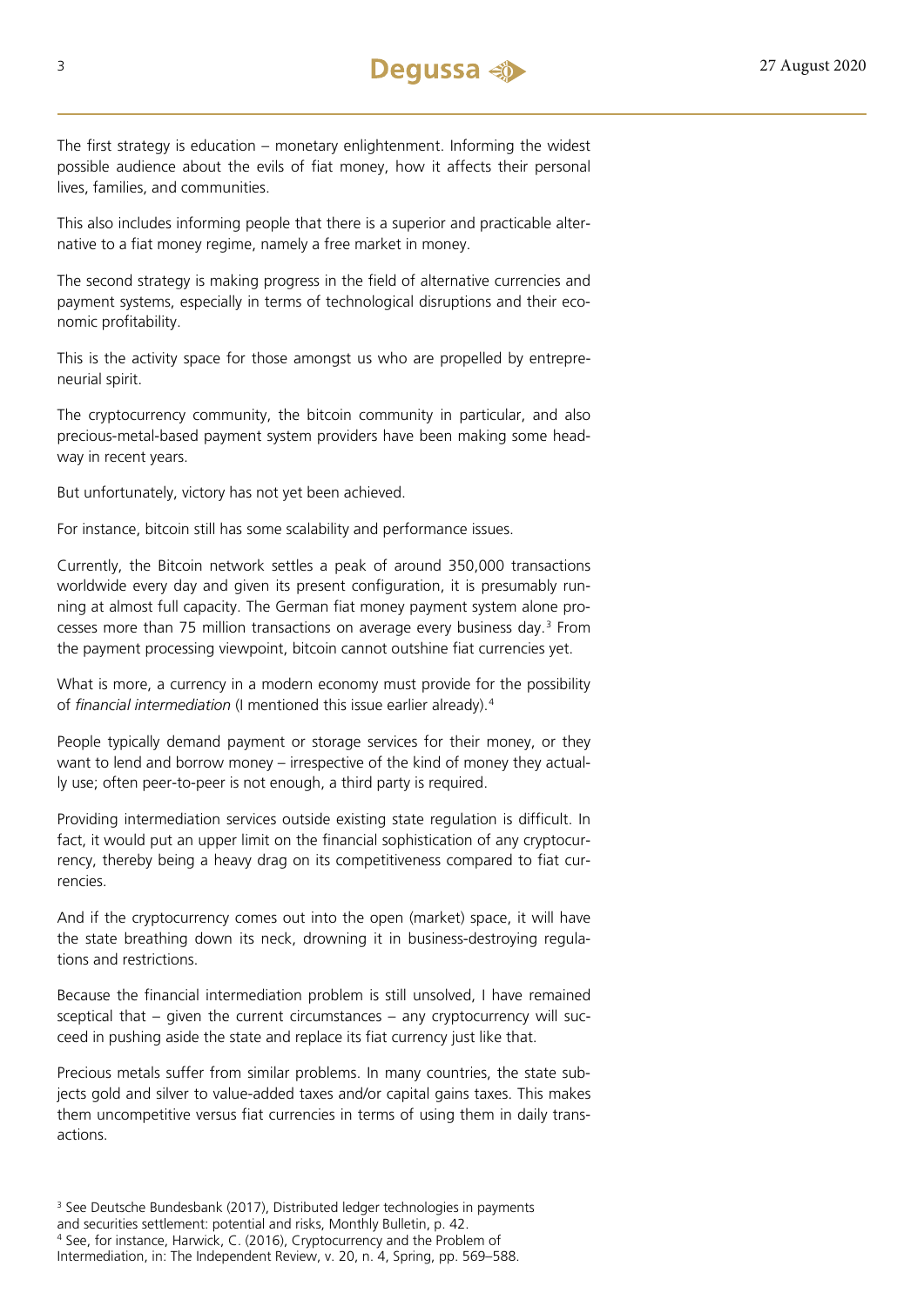The first strategy is education – monetary enlightenment. Informing the widest possible audience about the evils of fiat money, how it affects their personal lives, families, and communities.

This also includes informing people that there is a superior and practicable alternative to a fiat money regime, namely a free market in money.

The second strategy is making progress in the field of alternative currencies and payment systems, especially in terms of technological disruptions and their economic profitability.

This is the activity space for those amongst us who are propelled by entrepreneurial spirit.

The cryptocurrency community, the bitcoin community in particular, and also precious-metal-based payment system providers have been making some headway in recent years.

But unfortunately, victory has not yet been achieved.

For instance, bitcoin still has some scalability and performance issues.

Currently, the Bitcoin network settles a peak of around 350,000 transactions worldwide every day and given its present configuration, it is presumably running at almost full capacity. The German fiat money payment system alone processes more than 75 million transactions on average every business day.[3] From the payment processing viewpoint, bitcoin cannot outshine fiat currencies yet.

What is more, a currency in a modern economy must provide for the possibility of *financial intermediation* (I mentioned this issue earlier already).[4]

People typically demand payment or storage services for their money, or they want to lend and borrow money – irrespective of the kind of money they actually use; often peer-to-peer is not enough, a third party is required.

Providing intermediation services outside existing state regulation is difficult. In fact, it would put an upper limit on the financial sophistication of any cryptocurrency, thereby being a heavy drag on its competitiveness compared to fiat currencies.

And if the cryptocurrency comes out into the open (market) space, it will have the state breathing down its neck, drowning it in business-destroying regulations and restrictions.

Because the financial intermediation problem is still unsolved, I have remained sceptical that – given the current circumstances – any cryptocurrency will succeed in pushing aside the state and replace its fiat currency just like that.

Precious metals suffer from similar problems. In many countries, the state subjects gold and silver to value-added taxes and/or capital gains taxes. This makes them uncompetitive versus fiat currencies in terms of using them in daily transactions.

[3] See Deutsche Bundesbank (2017), Distributed ledger technologies in payments and securities settlement: potential and risks, Monthly Bulletin, p. 42.

[4] See, for instance, Harwick, C. (2016), Cryptocurrency and the Problem of Intermediation, in: The Independent Review, v. 20, n. 4, Spring, pp. 569–588.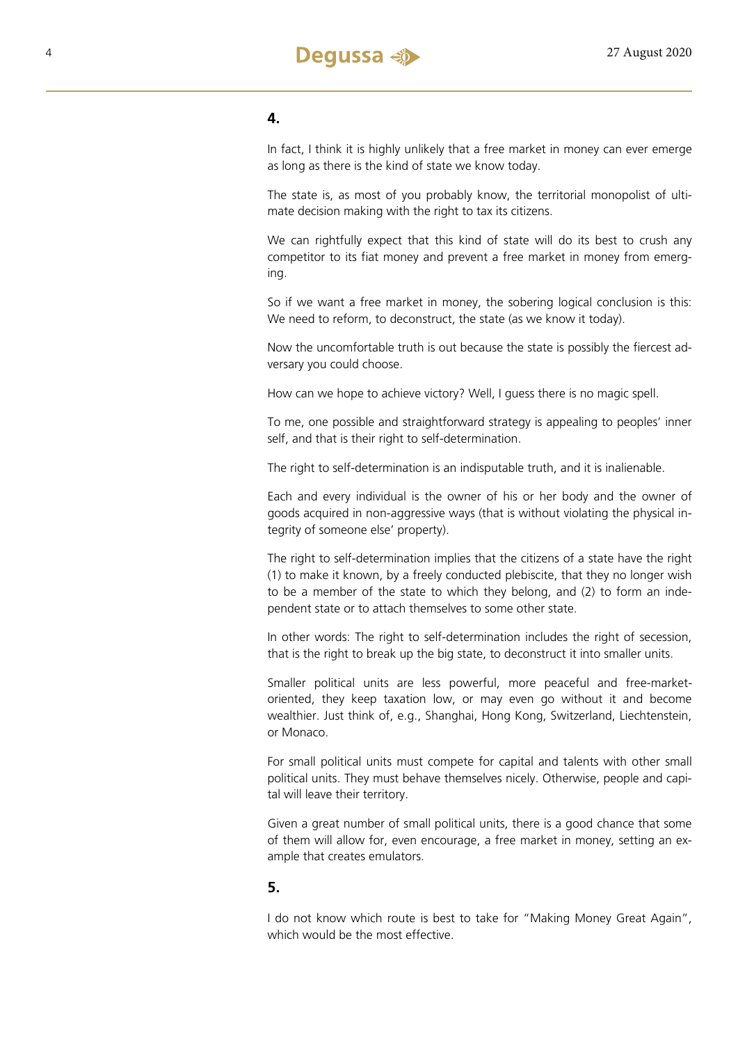## 4.

In fact, I think it is highly unlikely that a free market in money can ever emerge as long as there is the kind of state we know today.

The state is, as most of you probably know, the territorial monopolist of ultimate decision making with the right to tax its citizens.

We can rightfully expect that this kind of state will do its best to crush any competitor to its fiat money and prevent a free market in money from emerging.

So if we want a free market in money, the sobering logical conclusion is this: We need to reform, to deconstruct, the state (as we know it today).

Now the uncomfortable truth is out because the state is possibly the fiercest adversary you could choose.

How can we hope to achieve victory? Well, I guess there is no magic spell.

To me, one possible and straightforward strategy is appealing to peoples' inner self, and that is their right to self-determination.

The right to self-determination is an indisputable truth, and it is inalienable.

Each and every individual is the owner of his or her body and the owner of goods acquired in non-aggressive ways (that is without violating the physical integrity of someone else' property).

The right to self-determination implies that the citizens of a state have the right (1) to make it known, by a freely conducted plebiscite, that they no longer wish to be a member of the state to which they belong, and (2) to form an independent state or to attach themselves to some other state.

In other words: The right to self-determination includes the right of secession, that is the right to break up the big state, to deconstruct it into smaller units.

Smaller political units are less powerful, more peaceful and free-market-oriented, they keep taxation low, or may even go without it and become wealthier. Just think of, e.g., Shanghai, Hong Kong, Switzerland, Liechtenstein, or Monaco.

For small political units must compete for capital and talents with other small political units. They must behave themselves nicely. Otherwise, people and capital will leave their territory.

Given a great number of small political units, there is a good chance that some of them will allow for, even encourage, a free market in money, setting an example that creates emulators.

## 5.

I do not know which route is best to take for "Making Money Great Again", which would be the most effective.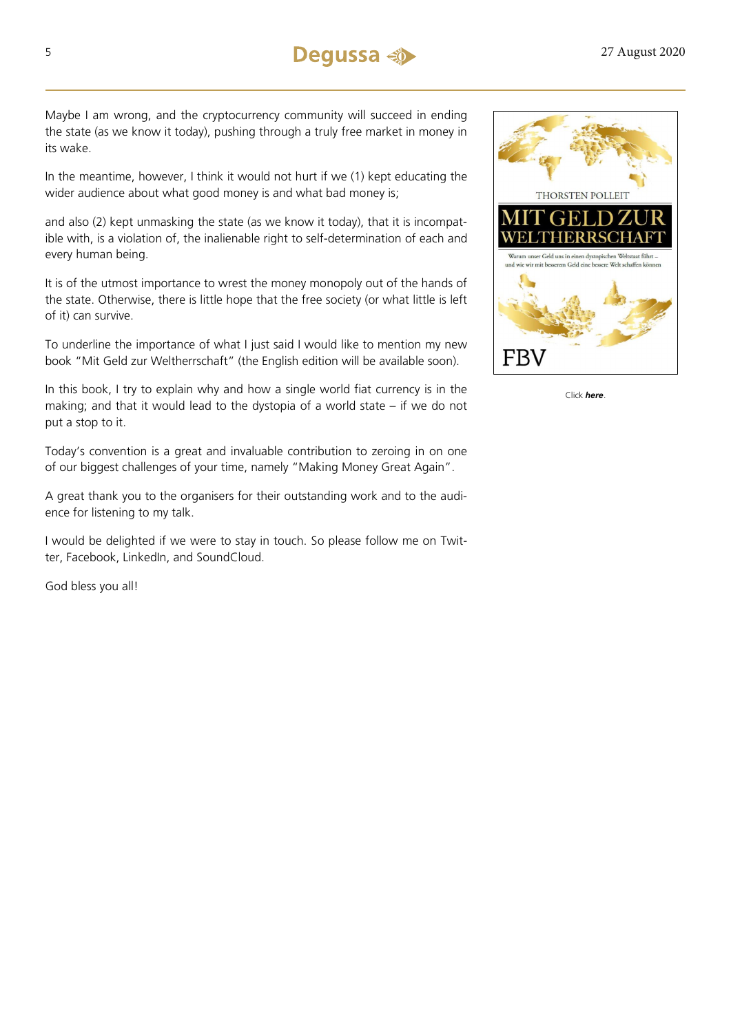Maybe I am wrong, and the cryptocurrency community will succeed in ending the state (as we know it today), pushing through a truly free market in money in its wake.

In the meantime, however, I think it would not hurt if we (1) kept educating the wider audience about what good money is and what bad money is;

and also (2) kept unmasking the state (as we know it today), that it is incompatible with, is a violation of, the inalienable right to self-determination of each and every human being.

It is of the utmost importance to wrest the money monopoly out of the hands of the state. Otherwise, there is little hope that the free society (or what little is left of it) can survive.

To underline the importance of what I just said I would like to mention my new book "Mit Geld zur Weltherrschaft" (the English edition will be available soon).

In this book, I try to explain why and how a single world fiat currency is in the making; and that it would lead to the dystopia of a world state – if we do not put a stop to it.

Today's convention is a great and invaluable contribution to zeroing in on one of our biggest challenges of your time, namely "Making Money Great Again".

A great thank you to the organisers for their outstanding work and to the audience for listening to my talk.

I would be delighted if we were to stay in touch. So please follow me on Twitter, Facebook, LinkedIn, and SoundCloud.

God bless you all!

THORSTEN POLLEIT

MIT GELD ZUR WELTHERRSCHAFT

Warum unser Geld uns in einen dystopischen Weltstaat führt – und wie wir mit besserem Geld eine bessere Welt schaffen können

FBV

Click ***here***.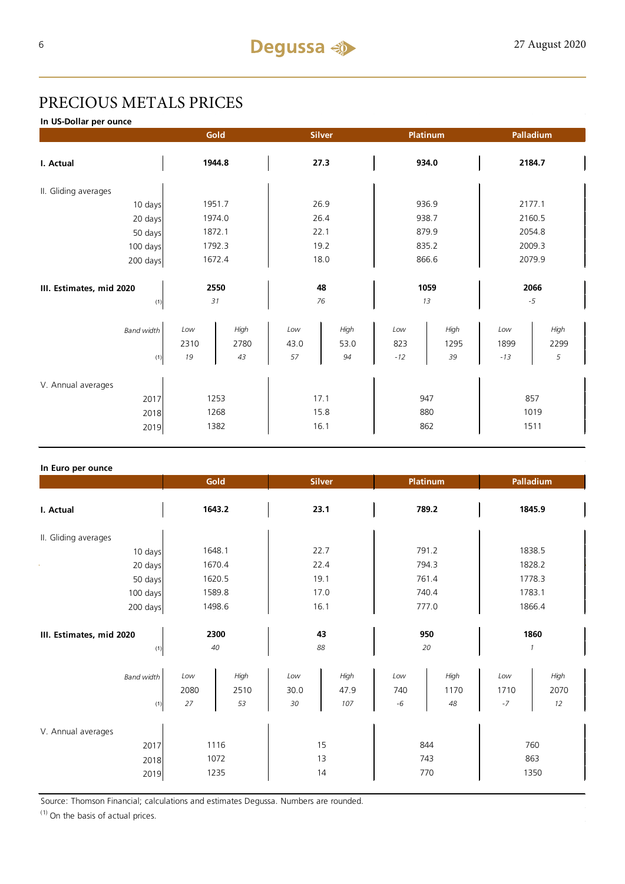# PRECIOUS METALS PRICES

**In US-Dollar per ounce**

| | Gold | | Silver | | Platinum | | Palladium | |
|---|---|---|---|---|---|---|---|---|
| **I. Actual** | **1944.8** | | **27.3** | | **934.0** | | **2184.7** | |
| II. Gliding averages | | | | | | | | |
| 10 days | 1951.7 | | 26.9 | | 936.9 | | 2177.1 | |
| 20 days | 1974.0 | | 26.4 | | 938.7 | | 2160.5 | |
| 50 days | 1872.1 | | 22.1 | | 879.9 | | 2054.8 | |
| 100 days | 1792.3 | | 19.2 | | 835.2 | | 2009.3 | |
| 200 days | 1672.4 | | 18.0 | | 866.6 | | 2079.9 | |
| **III. Estimates, mid 2020** | **2550** | | **48** | | **1059** | | **2066** | |
| (1) | *31* | | *76* | | *13* | | *-5* | |
| *Band width* | *Low* | *High* | *Low* | *High* | *Low* | *High* | *Low* | *High* |
| | 2310 | 2780 | 43.0 | 53.0 | 823 | 1295 | 1899 | 2299 |
| (1) | *19* | *43* | *57* | *94* | *-12* | *39* | *-13* | *5* |
| V. Annual averages | | | | | | | | |
| 2017 | 1253 | | 17.1 | | 947 | | 857 | |
| 2018 | 1268 | | 15.8 | | 880 | | 1019 | |
| 2019 | 1382 | | 16.1 | | 862 | | 1511 | |

**In Euro per ounce**

| | Gold | | Silver | | Platinum | | Palladium | |
|---|---|---|---|---|---|---|---|---|
| **I. Actual** | **1643.2** | | **23.1** | | **789.2** | | **1845.9** | |
| II. Gliding averages | | | | | | | | |
| 10 days | 1648.1 | | 22.7 | | 791.2 | | 1838.5 | |
| 20 days | 1670.4 | | 22.4 | | 794.3 | | 1828.2 | |
| 50 days | 1620.5 | | 19.1 | | 761.4 | | 1778.3 | |
| 100 days | 1589.8 | | 17.0 | | 740.4 | | 1783.1 | |
| 200 days | 1498.6 | | 16.1 | | 777.0 | | 1866.4 | |
| **III. Estimates, mid 2020** | **2300** | | **43** | | **950** | | **1860** | |
| (1) | *40* | | *88* | | *20* | | *1* | |
| *Band width* | *Low* | *High* | *Low* | *High* | *Low* | *High* | *Low* | *High* |
| | 2080 | 2510 | 30.0 | 47.9 | 740 | 1170 | 1710 | 2070 |
| (1) | *27* | *53* | *30* | *107* | *-6* | *48* | *-7* | *12* |
| V. Annual averages | | | | | | | | |
| 2017 | 1116 | | 15 | | 844 | | 760 | |
| 2018 | 1072 | | 13 | | 743 | | 863 | |
| 2019 | 1235 | | 14 | | 770 | | 1350 | |

Source: Thomson Financial; calculations and estimates Degussa. Numbers are rounded.

(1) On the basis of actual prices.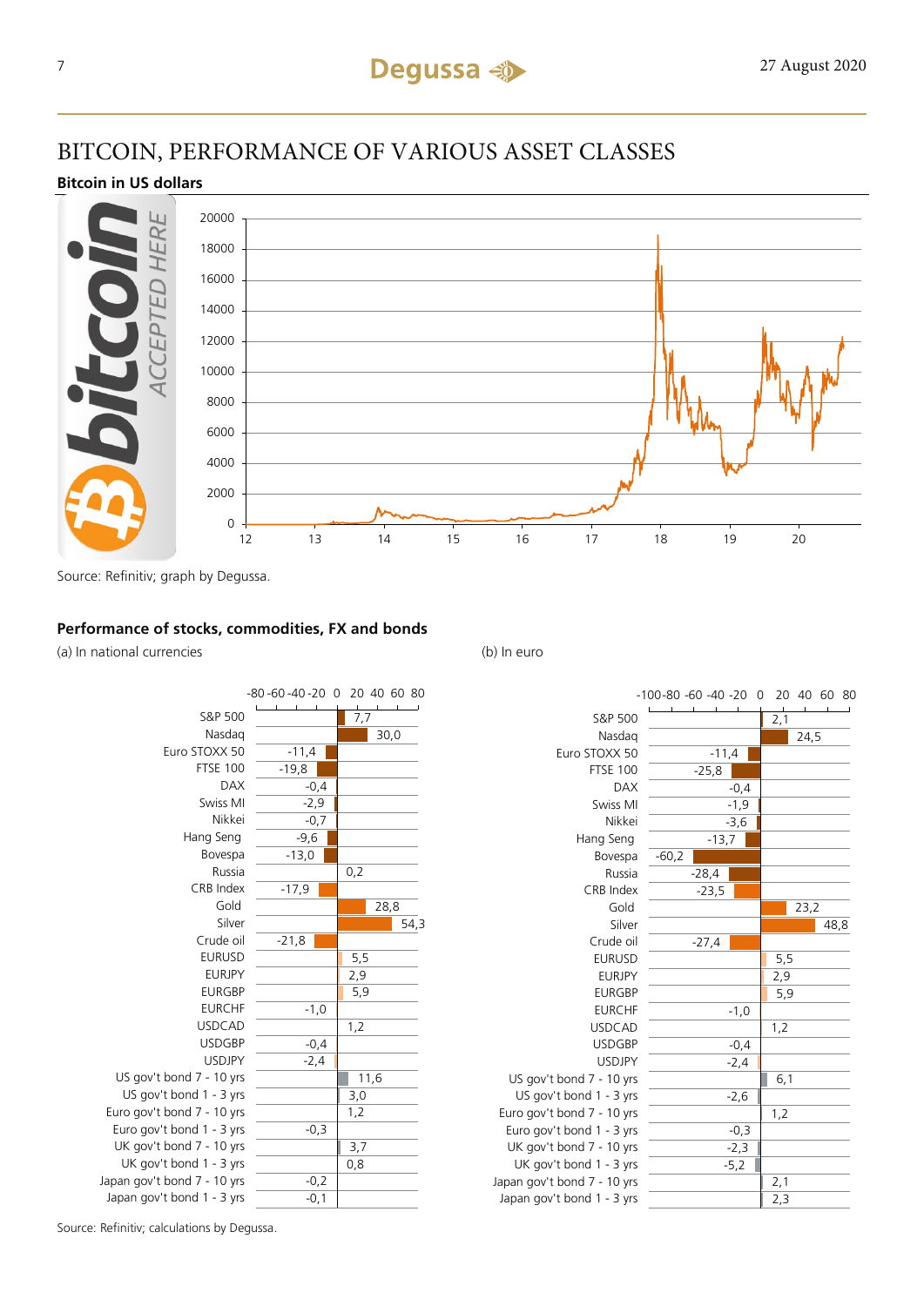# BITCOIN, PERFORMANCE OF VARIOUS ASSET CLASSES

**Bitcoin in US dollars**

Source: Refinitiv; graph by Degussa.

**Performance of stocks, commodities, FX and bonds**

| | (a) In national currencies | (b) In euro |
|---|---|---|
| S&P 500 | 7,7 | 2,1 |
| Nasdaq | 30,0 | 24,5 |
| Euro STOXX 50 | -11,4 | -11,4 |
| FTSE 100 | -19,8 | -25,8 |
| DAX | -0,4 | -0,4 |
| Swiss MI | -2,9 | -1,9 |
| Nikkei | -0,7 | -3,6 |
| Hang Seng | -9,6 | -13,7 |
| Bovespa | -13,0 | -60,2 |
| Russia | 0,2 | -28,4 |
| CRB Index | -17,9 | -23,5 |
| Gold | 28,8 | 23,2 |
| Silver | 54,3 | 48,8 |
| Crude oil | -21,8 | -27,4 |
| EURUSD | 5,5 | 5,5 |
| EURJPY | 2,9 | 2,9 |
| EURGBP | 5,9 | 5,9 |
| EURCHF | -1,0 | -1,0 |
| USDCAD | 1,2 | 1,2 |
| USDGBP | -0,4 | -0,4 |
| USDJPY | -2,4 | -2,4 |
| US gov't bond 7 - 10 yrs | 11,6 | 6,1 |
| US gov't bond 1 - 3 yrs | 3,0 | -2,6 |
| Euro gov't bond 7 - 10 yrs | 1,2 | 1,2 |
| Euro gov't bond 1 - 3 yrs | -0,3 | -0,3 |
| UK gov't bond 7 - 10 yrs | 3,7 | -2,3 |
| UK gov't bond 1 - 3 yrs | 0,8 | -5,2 |
| Japan gov't bond 7 - 10 yrs | -0,2 | 2,1 |
| Japan gov't bond 1 - 3 yrs | -0,1 | 2,3 |

Source: Refinitiv; calculations by Degussa.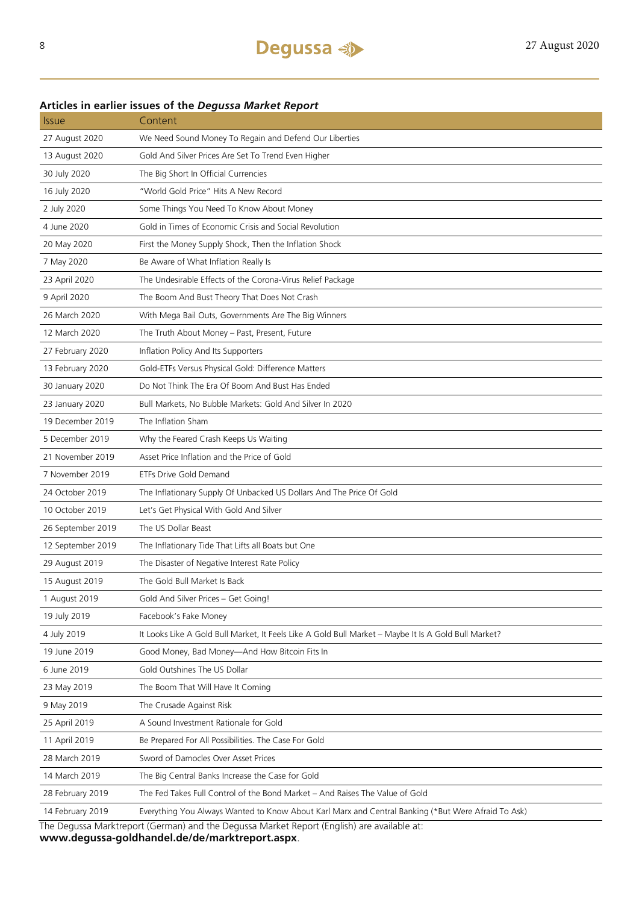### Articles in earlier issues of the *Degussa Market Report*

| Issue | Content |
|---|---|
| 27 August 2020 | We Need Sound Money To Regain and Defend Our Liberties |
| 13 August 2020 | Gold And Silver Prices Are Set To Trend Even Higher |
| 30 July 2020 | The Big Short In Official Currencies |
| 16 July 2020 | "World Gold Price" Hits A New Record |
| 2 July 2020 | Some Things You Need To Know About Money |
| 4 June 2020 | Gold in Times of Economic Crisis and Social Revolution |
| 20 May 2020 | First the Money Supply Shock, Then the Inflation Shock |
| 7 May 2020 | Be Aware of What Inflation Really Is |
| 23 April 2020 | The Undesirable Effects of the Corona-Virus Relief Package |
| 9 April 2020 | The Boom And Bust Theory That Does Not Crash |
| 26 March 2020 | With Mega Bail Outs, Governments Are The Big Winners |
| 12 March 2020 | The Truth About Money – Past, Present, Future |
| 27 February 2020 | Inflation Policy And Its Supporters |
| 13 February 2020 | Gold-ETFs Versus Physical Gold: Difference Matters |
| 30 January 2020 | Do Not Think The Era Of Boom And Bust Has Ended |
| 23 January 2020 | Bull Markets, No Bubble Markets: Gold And Silver In 2020 |
| 19 December 2019 | The Inflation Sham |
| 5 December 2019 | Why the Feared Crash Keeps Us Waiting |
| 21 November 2019 | Asset Price Inflation and the Price of Gold |
| 7 November 2019 | ETFs Drive Gold Demand |
| 24 October 2019 | The Inflationary Supply Of Unbacked US Dollars And The Price Of Gold |
| 10 October 2019 | Let's Get Physical With Gold And Silver |
| 26 September 2019 | The US Dollar Beast |
| 12 September 2019 | The Inflationary Tide That Lifts all Boats but One |
| 29 August 2019 | The Disaster of Negative Interest Rate Policy |
| 15 August 2019 | The Gold Bull Market Is Back |
| 1 August 2019 | Gold And Silver Prices – Get Going! |
| 19 July 2019 | Facebook's Fake Money |
| 4 July 2019 | It Looks Like A Gold Bull Market, It Feels Like A Gold Bull Market – Maybe It Is A Gold Bull Market? |
| 19 June 2019 | Good Money, Bad Money—And How Bitcoin Fits In |
| 6 June 2019 | Gold Outshines The US Dollar |
| 23 May 2019 | The Boom That Will Have It Coming |
| 9 May 2019 | The Crusade Against Risk |
| 25 April 2019 | A Sound Investment Rationale for Gold |
| 11 April 2019 | Be Prepared For All Possibilities. The Case For Gold |
| 28 March 2019 | Sword of Damocles Over Asset Prices |
| 14 March 2019 | The Big Central Banks Increase the Case for Gold |
| 28 February 2019 | The Fed Takes Full Control of the Bond Market – And Raises The Value of Gold |
| 14 February 2019 | Everything You Always Wanted to Know About Karl Marx and Central Banking (*But Were Afraid To Ask) |

The Degussa Marktreport (German) and the Degussa Market Report (English) are available at:
**www.degussa-goldhandel.de/de/marktreport.aspx**.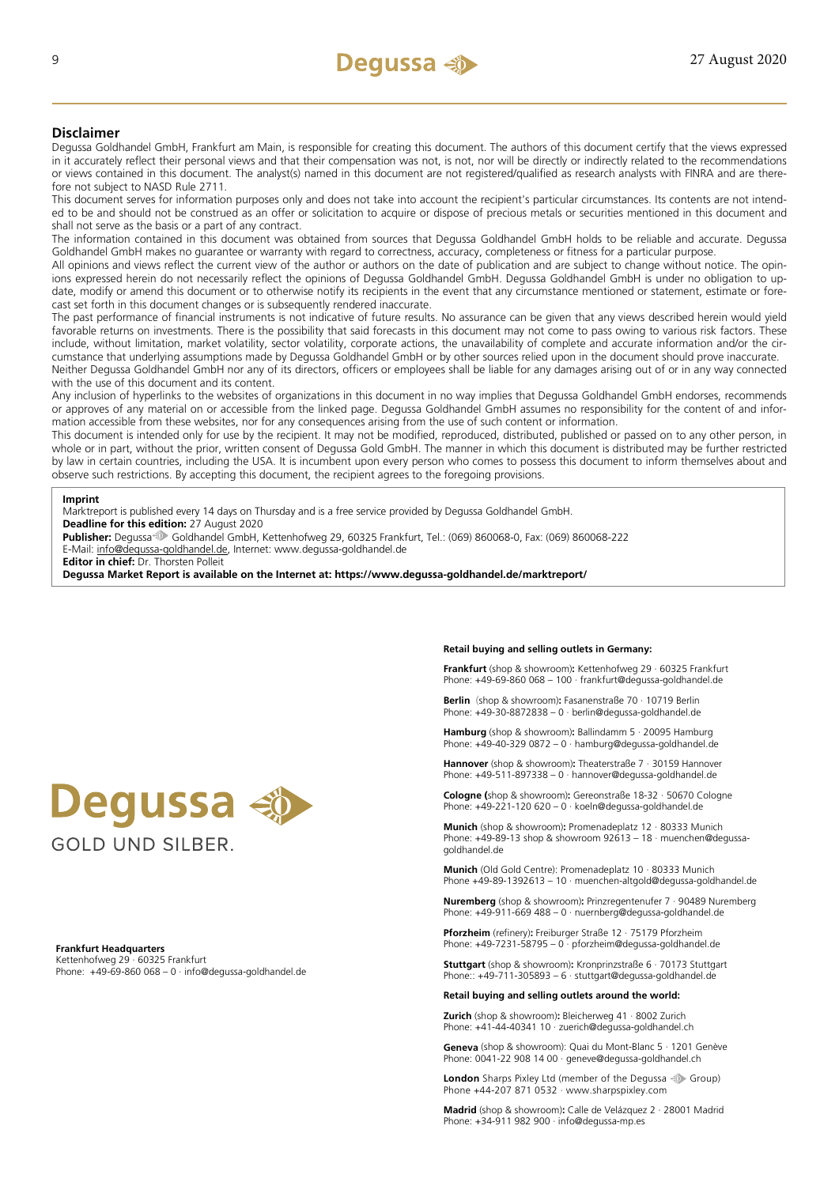## Disclaimer

Degussa Goldhandel GmbH, Frankfurt am Main, is responsible for creating this document. The authors of this document certify that the views expressed in it accurately reflect their personal views and that their compensation was not, is not, nor will be directly or indirectly related to the recommendations or views contained in this document. The analyst(s) named in this document are not registered/qualified as research analysts with FINRA and are therefore not subject to NASD Rule 2711.

This document serves for information purposes only and does not take into account the recipient's particular circumstances. Its contents are not intended to be and should not be construed as an offer or solicitation to acquire or dispose of precious metals or securities mentioned in this document and shall not serve as the basis or a part of any contract.

The information contained in this document was obtained from sources that Degussa Goldhandel GmbH holds to be reliable and accurate. Degussa Goldhandel GmbH makes no guarantee or warranty with regard to correctness, accuracy, completeness or fitness for a particular purpose.

All opinions and views reflect the current view of the author or authors on the date of publication and are subject to change without notice. The opinions expressed herein do not necessarily reflect the opinions of Degussa Goldhandel GmbH. Degussa Goldhandel GmbH is under no obligation to update, modify or amend this document or to otherwise notify its recipients in the event that any circumstance mentioned or statement, estimate or forecast set forth in this document changes or is subsequently rendered inaccurate.

The past performance of financial instruments is not indicative of future results. No assurance can be given that any views described herein would yield favorable returns on investments. There is the possibility that said forecasts in this document may not come to pass owing to various risk factors. These include, without limitation, market volatility, sector volatility, corporate actions, the unavailability of complete and accurate information and/or the circumstance that underlying assumptions made by Degussa Goldhandel GmbH or by other sources relied upon in the document should prove inaccurate.

Neither Degussa Goldhandel GmbH nor any of its directors, officers or employees shall be liable for any damages arising out of or in any way connected with the use of this document and its content.

Any inclusion of hyperlinks to the websites of organizations in this document in no way implies that Degussa Goldhandel GmbH endorses, recommends or approves of any material on or accessible from the linked page. Degussa Goldhandel GmbH assumes no responsibility for the content of and information accessible from these websites, nor for any consequences arising from the use of such content or information.

This document is intended only for use by the recipient. It may not be modified, reproduced, distributed, published or passed on to any other person, in whole or in part, without the prior, written consent of Degussa Gold GmbH. The manner in which this document is distributed may be further restricted by law in certain countries, including the USA. It is incumbent upon every person who comes to possess this document to inform themselves about and observe such restrictions. By accepting this document, the recipient agrees to the foregoing provisions.

**Imprint**

Marktreport is published every 14 days on Thursday and is a free service provided by Degussa Goldhandel GmbH.

**Deadline for this edition:** 27 August 2020

**Publisher:** Degussa Goldhandel GmbH, Kettenhofweg 29, 60325 Frankfurt, Tel.: (069) 860068-0, Fax: (069) 860068-222

E-Mail: info@degussa-goldhandel.de, Internet: www.degussa-goldhandel.de

**Editor in chief:** Dr. Thorsten Polleit

**Degussa Market Report is available on the Internet at: https://www.degussa-goldhandel.de/marktreport/**

Degussa GOLD UND SILBER.

**Frankfurt Headquarters**
Kettenhofweg 29 · 60325 Frankfurt
Phone: +49-69-860 068 – 0 · info@degussa-goldhandel.de

**Retail buying and selling outlets in Germany:**

**Frankfurt** (shop & showroom)**:** Kettenhofweg 29 · 60325 Frankfurt
Phone: +49-69-860 068 – 100 · frankfurt@degussa-goldhandel.de

**Berlin** (shop & showroom)**:** Fasanenstraße 70 · 10719 Berlin
Phone: +49-30-8872838 – 0 · berlin@degussa-goldhandel.de

**Hamburg** (shop & showroom)**:** Ballindamm 5 · 20095 Hamburg
Phone: +49-40-329 0872 – 0 · hamburg@degussa-goldhandel.de

**Hannover** (shop & showroom)**:** Theaterstraße 7 · 30159 Hannover
Phone: +49-511-897338 – 0 · hannover@degussa-goldhandel.de

**Cologne (**shop & showroom)**:** Gereonstraße 18-32 · 50670 Cologne
Phone: +49-221-120 620 – 0 · koeln@degussa-goldhandel.de

**Munich** (shop & showroom)**:** Promenadeplatz 12 · 80333 Munich
Phone: +49-89-13 shop & showroom 92613 – 18 · muenchen@degussa-goldhandel.de

**Munich** (Old Gold Centre): Promenadeplatz 10 · 80333 Munich
Phone +49-89-1392613 – 10 · muenchen-altgold@degussa-goldhandel.de

**Nuremberg** (shop & showroom)**:** Prinzregentenufer 7 · 90489 Nuremberg
Phone: +49-911-669 488 – 0 · nuernberg@degussa-goldhandel.de

**Pforzheim** (refinery)**:** Freiburger Straße 12 · 75179 Pforzheim
Phone: +49-7231-58795 – 0 · pforzheim@degussa-goldhandel.de

**Stuttgart** (shop & showroom)**:** Kronprinzstraße 6 · 70173 Stuttgart
Phone:: +49-711-305893 – 6 · stuttgart@degussa-goldhandel.de

**Retail buying and selling outlets around the world:**

**Zurich** (shop & showroom)**:** Bleicherweg 41 · 8002 Zurich
Phone: +41-44-40341 10 · zuerich@degussa-goldhandel.ch

**Geneva** (shop & showroom): Quai du Mont-Blanc 5 · 1201 Genève
Phone: 0041-22 908 14 00 · geneve@degussa-goldhandel.ch

**London** Sharps Pixley Ltd (member of the Degussa Group)
Phone +44-207 871 0532 · www.sharpspixley.com

**Madrid** (shop & showroom)**:** Calle de Velázquez 2 · 28001 Madrid
Phone: +34-911 982 900 · info@degussa-mp.es